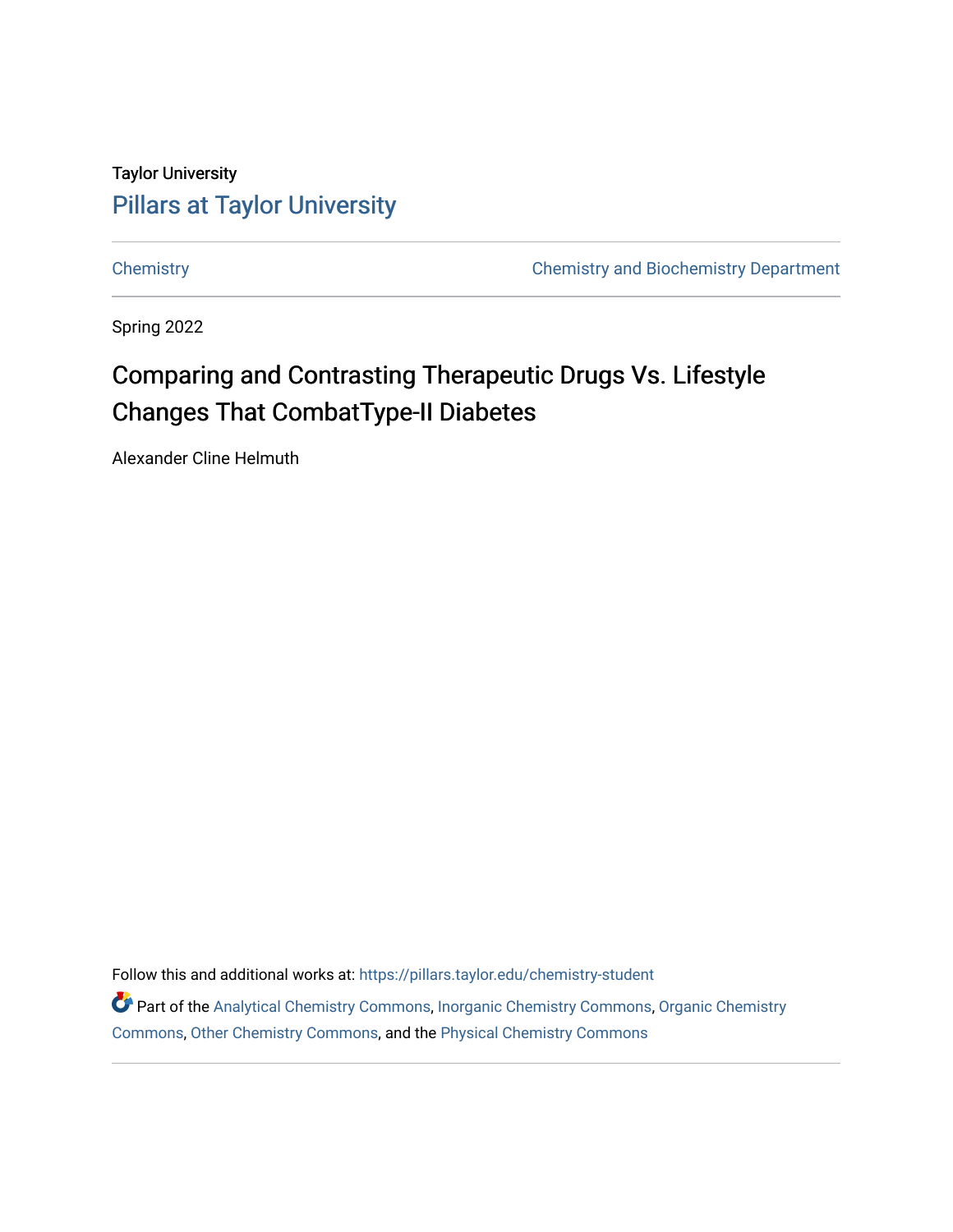Taylor University

## Pillars at Taylor University

Chemistry | Chemistry and Biochemistry Department

Spring 2022

# Comparing and Contrasting Therapeutic Drugs Vs. Lifestyle Changes That CombatType-II Diabetes

Alexander Cline Helmuth

Follow this and additional works at: https://pillars.taylor.edu/chemistry-student

Part of the Analytical Chemistry Commons, Inorganic Chemistry Commons, Organic Chemistry Commons, Other Chemistry Commons, and the Physical Chemistry Commons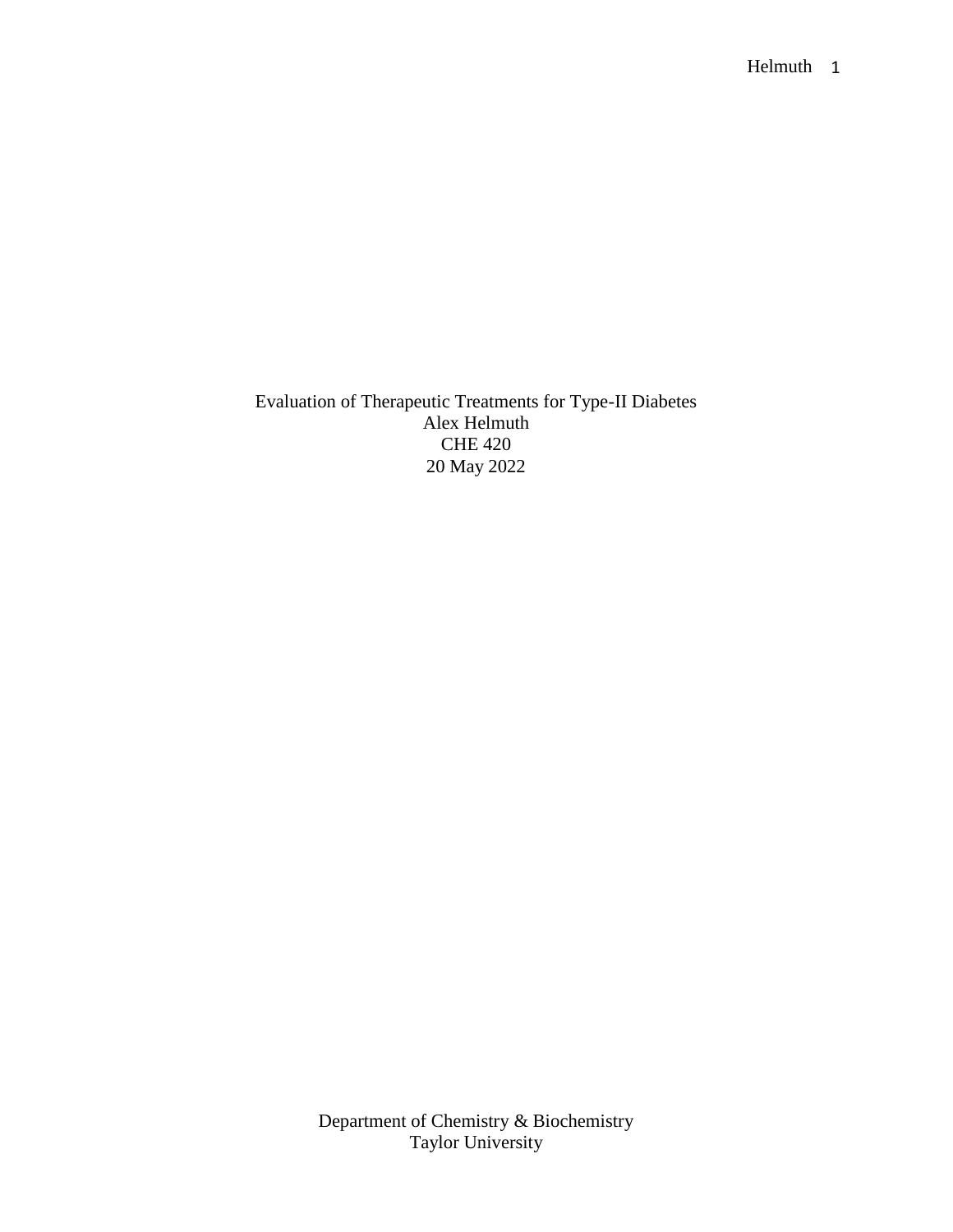Evaluation of Therapeutic Treatments for Type-II Diabetes

Alex Helmuth

CHE 420

20 May 2022

Department of Chemistry & Biochemistry

Taylor University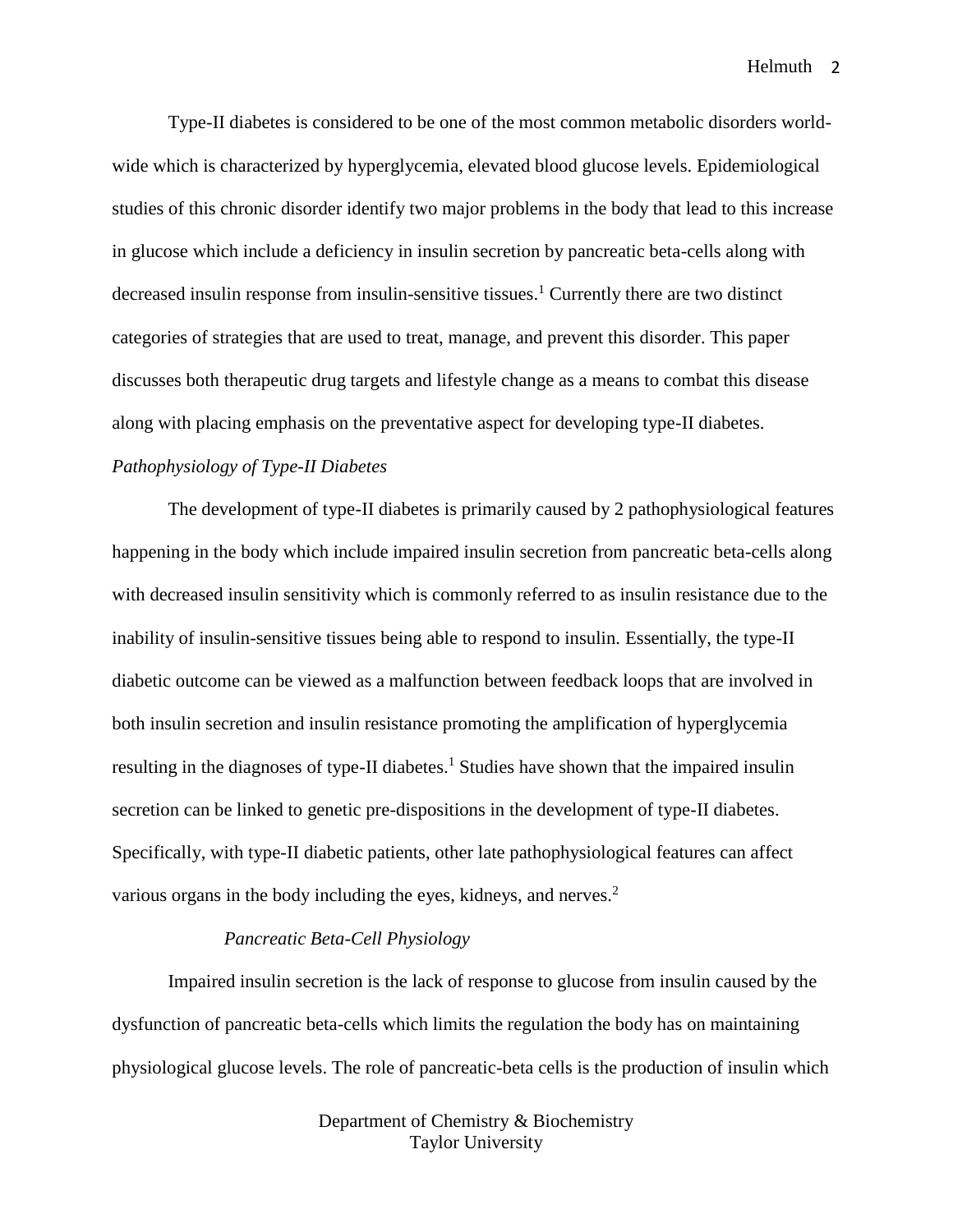Type-II diabetes is considered to be one of the most common metabolic disorders world-wide which is characterized by hyperglycemia, elevated blood glucose levels. Epidemiological studies of this chronic disorder identify two major problems in the body that lead to this increase in glucose which include a deficiency in insulin secretion by pancreatic beta-cells along with decreased insulin response from insulin-sensitive tissues.[1] Currently there are two distinct categories of strategies that are used to treat, manage, and prevent this disorder. This paper discusses both therapeutic drug targets and lifestyle change as a means to combat this disease along with placing emphasis on the preventative aspect for developing type-II diabetes.

### *Pathophysiology of Type-II Diabetes*

The development of type-II diabetes is primarily caused by 2 pathophysiological features happening in the body which include impaired insulin secretion from pancreatic beta-cells along with decreased insulin sensitivity which is commonly referred to as insulin resistance due to the inability of insulin-sensitive tissues being able to respond to insulin. Essentially, the type-II diabetic outcome can be viewed as a malfunction between feedback loops that are involved in both insulin secretion and insulin resistance promoting the amplification of hyperglycemia resulting in the diagnoses of type-II diabetes.[1] Studies have shown that the impaired insulin secretion can be linked to genetic pre-dispositions in the development of type-II diabetes. Specifically, with type-II diabetic patients, other late pathophysiological features can affect various organs in the body including the eyes, kidneys, and nerves.[2]

#### *Pancreatic Beta-Cell Physiology*

Impaired insulin secretion is the lack of response to glucose from insulin caused by the dysfunction of pancreatic beta-cells which limits the regulation the body has on maintaining physiological glucose levels. The role of pancreatic-beta cells is the production of insulin which

Department of Chemistry & Biochemistry
Taylor University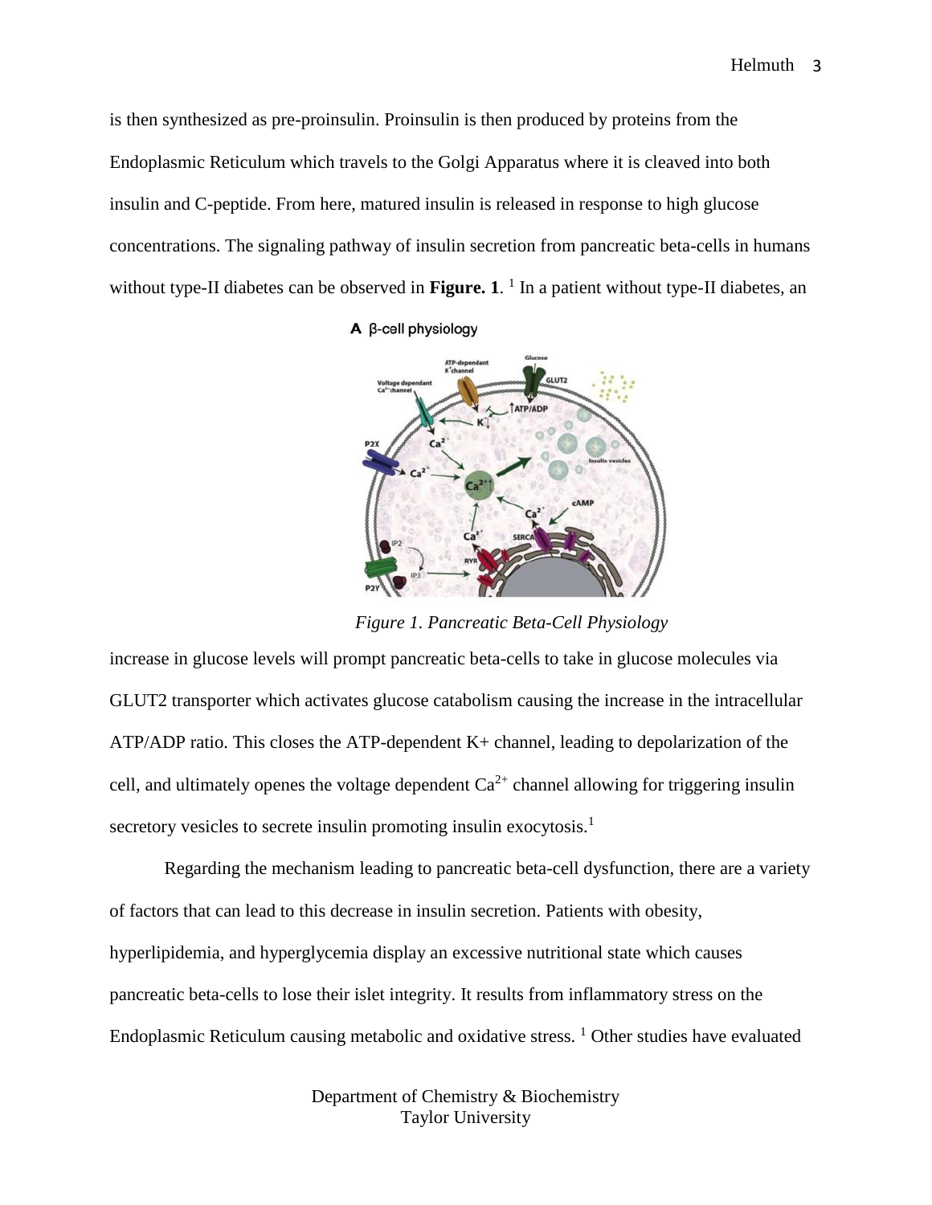is then synthesized as pre-proinsulin. Proinsulin is then produced by proteins from the Endoplasmic Reticulum which travels to the Golgi Apparatus where it is cleaved into both insulin and C-peptide. From here, matured insulin is released in response to high glucose concentrations. The signaling pathway of insulin secretion from pancreatic beta-cells in humans without type-II diabetes can be observed in **Figure. 1**. [1] In a patient without type-II diabetes, an

A β-cell physiology

ATP-dependant $K^+$ channel

Glucose

GLUT2

Voltage dependant $Ca^{2+}$ channel

↑ATP/ADP

K↓

P2X

$Ca^{2+}$

$Ca^{2+}$

$Ca^{2+}$↑

Insulin vesicles

cAMP

$Ca^{2+}$

$Ca^{2+}$

SERCA

IP2

RYR

IP3

P2Y

*Figure 1. Pancreatic Beta-Cell Physiology*

increase in glucose levels will prompt pancreatic beta-cells to take in glucose molecules via GLUT2 transporter which activates glucose catabolism causing the increase in the intracellular ATP/ADP ratio. This closes the ATP-dependent K+ channel, leading to depolarization of the cell, and ultimately openes the voltage dependent $Ca^{2+}$ channel allowing for triggering insulin secretory vesicles to secrete insulin promoting insulin exocytosis.[1]

Regarding the mechanism leading to pancreatic beta-cell dysfunction, there are a variety of factors that can lead to this decrease in insulin secretion. Patients with obesity, hyperlipidemia, and hyperglycemia display an excessive nutritional state which causes pancreatic beta-cells to lose their islet integrity. It results from inflammatory stress on the Endoplasmic Reticulum causing metabolic and oxidative stress. [1] Other studies have evaluated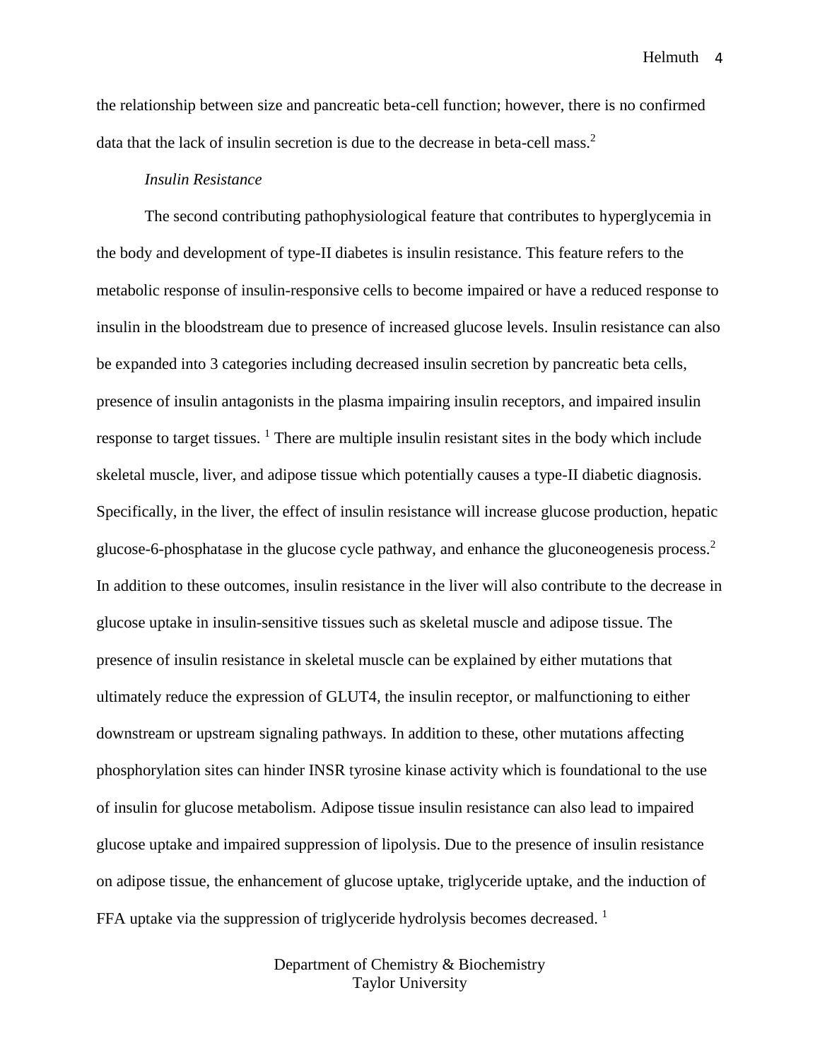the relationship between size and pancreatic beta-cell function; however, there is no confirmed data that the lack of insulin secretion is due to the decrease in beta-cell mass.[2]

*Insulin Resistance*

The second contributing pathophysiological feature that contributes to hyperglycemia in the body and development of type-II diabetes is insulin resistance. This feature refers to the metabolic response of insulin-responsive cells to become impaired or have a reduced response to insulin in the bloodstream due to presence of increased glucose levels. Insulin resistance can also be expanded into 3 categories including decreased insulin secretion by pancreatic beta cells, presence of insulin antagonists in the plasma impairing insulin receptors, and impaired insulin response to target tissues. [1] There are multiple insulin resistant sites in the body which include skeletal muscle, liver, and adipose tissue which potentially causes a type-II diabetic diagnosis. Specifically, in the liver, the effect of insulin resistance will increase glucose production, hepatic glucose-6-phosphatase in the glucose cycle pathway, and enhance the gluconeogenesis process.[2] In addition to these outcomes, insulin resistance in the liver will also contribute to the decrease in glucose uptake in insulin-sensitive tissues such as skeletal muscle and adipose tissue. The presence of insulin resistance in skeletal muscle can be explained by either mutations that ultimately reduce the expression of GLUT4, the insulin receptor, or malfunctioning to either downstream or upstream signaling pathways. In addition to these, other mutations affecting phosphorylation sites can hinder INSR tyrosine kinase activity which is foundational to the use of insulin for glucose metabolism. Adipose tissue insulin resistance can also lead to impaired glucose uptake and impaired suppression of lipolysis. Due to the presence of insulin resistance on adipose tissue, the enhancement of glucose uptake, triglyceride uptake, and the induction of FFA uptake via the suppression of triglyceride hydrolysis becomes decreased. [1]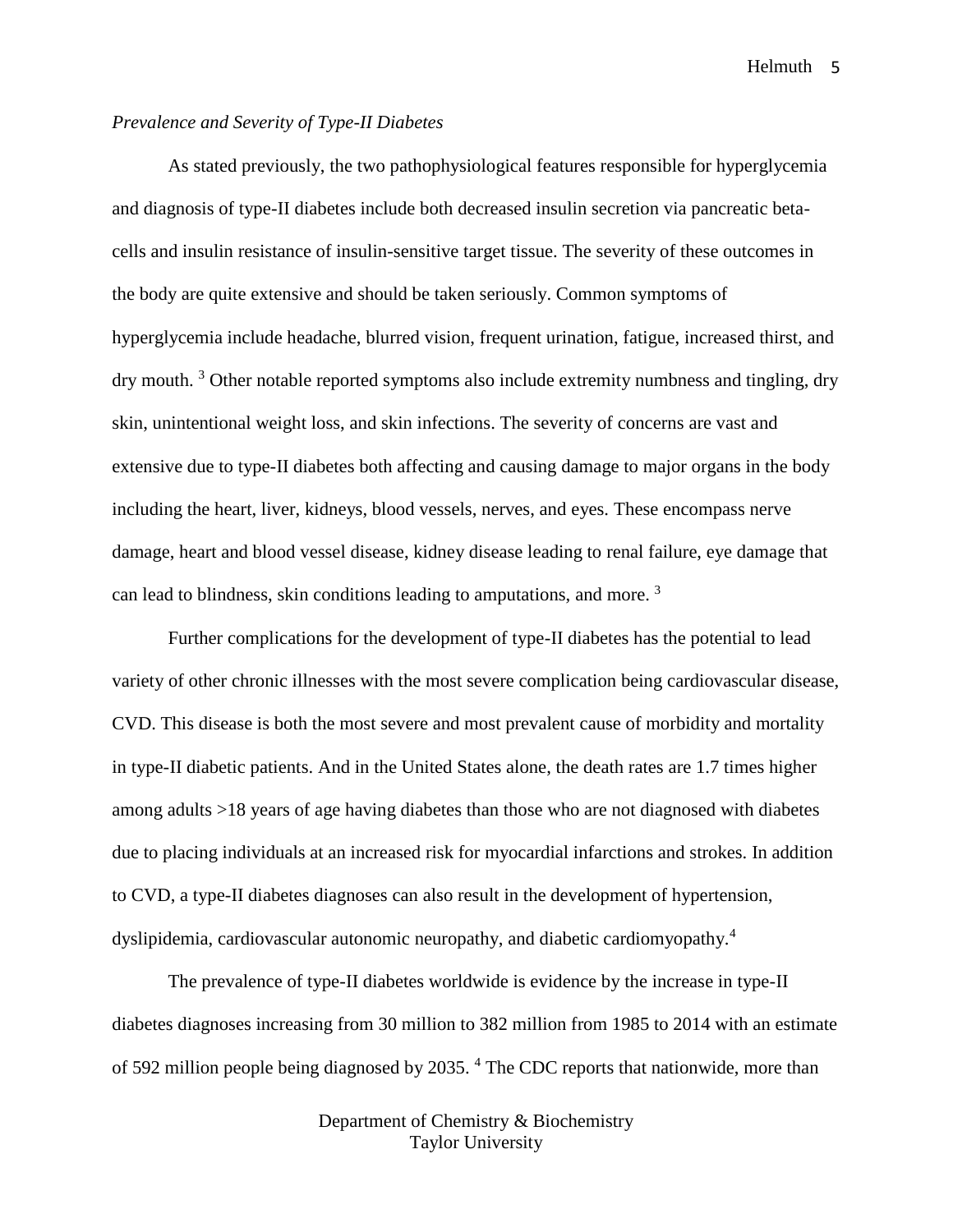*Prevalence and Severity of Type-II Diabetes*

As stated previously, the two pathophysiological features responsible for hyperglycemia and diagnosis of type-II diabetes include both decreased insulin secretion via pancreatic beta-cells and insulin resistance of insulin-sensitive target tissue. The severity of these outcomes in the body are quite extensive and should be taken seriously. Common symptoms of hyperglycemia include headache, blurred vision, frequent urination, fatigue, increased thirst, and dry mouth. [3] Other notable reported symptoms also include extremity numbness and tingling, dry skin, unintentional weight loss, and skin infections. The severity of concerns are vast and extensive due to type-II diabetes both affecting and causing damage to major organs in the body including the heart, liver, kidneys, blood vessels, nerves, and eyes. These encompass nerve damage, heart and blood vessel disease, kidney disease leading to renal failure, eye damage that can lead to blindness, skin conditions leading to amputations, and more. [3]

Further complications for the development of type-II diabetes has the potential to lead variety of other chronic illnesses with the most severe complication being cardiovascular disease, CVD. This disease is both the most severe and most prevalent cause of morbidity and mortality in type-II diabetic patients. And in the United States alone, the death rates are 1.7 times higher among adults >18 years of age having diabetes than those who are not diagnosed with diabetes due to placing individuals at an increased risk for myocardial infarctions and strokes. In addition to CVD, a type-II diabetes diagnoses can also result in the development of hypertension, dyslipidemia, cardiovascular autonomic neuropathy, and diabetic cardiomyopathy.[4]

The prevalence of type-II diabetes worldwide is evidence by the increase in type-II diabetes diagnoses increasing from 30 million to 382 million from 1985 to 2014 with an estimate of 592 million people being diagnosed by 2035. [4] The CDC reports that nationwide, more than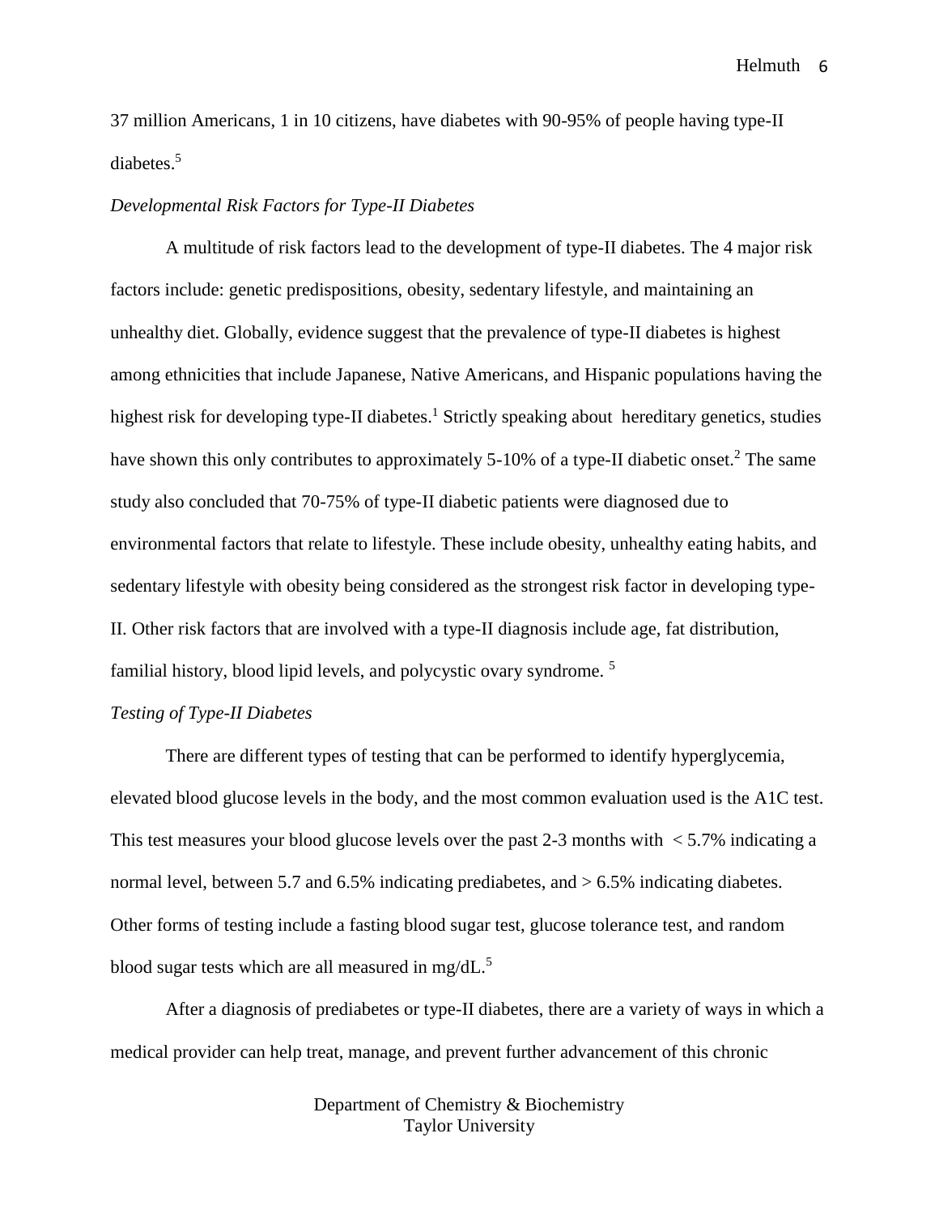37 million Americans, 1 in 10 citizens, have diabetes with 90-95% of people having type-II diabetes.[5]

*Developmental Risk Factors for Type-II Diabetes*

A multitude of risk factors lead to the development of type-II diabetes. The 4 major risk factors include: genetic predispositions, obesity, sedentary lifestyle, and maintaining an unhealthy diet. Globally, evidence suggest that the prevalence of type-II diabetes is highest among ethnicities that include Japanese, Native Americans, and Hispanic populations having the highest risk for developing type-II diabetes.[1] Strictly speaking about hereditary genetics, studies have shown this only contributes to approximately 5-10% of a type-II diabetic onset.[2] The same study also concluded that 70-75% of type-II diabetic patients were diagnosed due to environmental factors that relate to lifestyle. These include obesity, unhealthy eating habits, and sedentary lifestyle with obesity being considered as the strongest risk factor in developing type-II. Other risk factors that are involved with a type-II diagnosis include age, fat distribution, familial history, blood lipid levels, and polycystic ovary syndrome. [5]

*Testing of Type-II Diabetes*

There are different types of testing that can be performed to identify hyperglycemia, elevated blood glucose levels in the body, and the most common evaluation used is the A1C test. This test measures your blood glucose levels over the past 2-3 months with $< 5.7\%$ indicating a normal level, between 5.7 and 6.5% indicating prediabetes, and $> 6.5\%$ indicating diabetes. Other forms of testing include a fasting blood sugar test, glucose tolerance test, and random blood sugar tests which are all measured in mg/dL.[5]

After a diagnosis of prediabetes or type-II diabetes, there are a variety of ways in which a medical provider can help treat, manage, and prevent further advancement of this chronic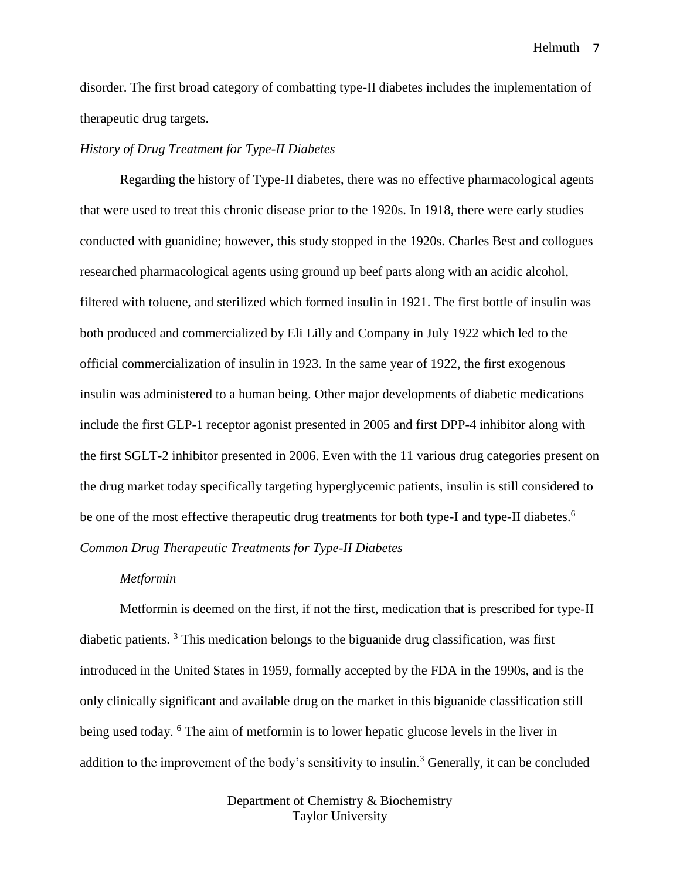disorder. The first broad category of combatting type-II diabetes includes the implementation of therapeutic drug targets.

*History of Drug Treatment for Type-II Diabetes*

Regarding the history of Type-II diabetes, there was no effective pharmacological agents that were used to treat this chronic disease prior to the 1920s. In 1918, there were early studies conducted with guanidine; however, this study stopped in the 1920s. Charles Best and collogues researched pharmacological agents using ground up beef parts along with an acidic alcohol, filtered with toluene, and sterilized which formed insulin in 1921. The first bottle of insulin was both produced and commercialized by Eli Lilly and Company in July 1922 which led to the official commercialization of insulin in 1923. In the same year of 1922, the first exogenous insulin was administered to a human being. Other major developments of diabetic medications include the first GLP-1 receptor agonist presented in 2005 and first DPP-4 inhibitor along with the first SGLT-2 inhibitor presented in 2006. Even with the 11 various drug categories present on the drug market today specifically targeting hyperglycemic patients, insulin is still considered to be one of the most effective therapeutic drug treatments for both type-I and type-II diabetes.[6]

*Common Drug Therapeutic Treatments for Type-II Diabetes*

*Metformin*

Metformin is deemed on the first, if not the first, medication that is prescribed for type-II diabetic patients. [3] This medication belongs to the biguanide drug classification, was first introduced in the United States in 1959, formally accepted by the FDA in the 1990s, and is the only clinically significant and available drug on the market in this biguanide classification still being used today. [6] The aim of metformin is to lower hepatic glucose levels in the liver in addition to the improvement of the body's sensitivity to insulin.[3] Generally, it can be concluded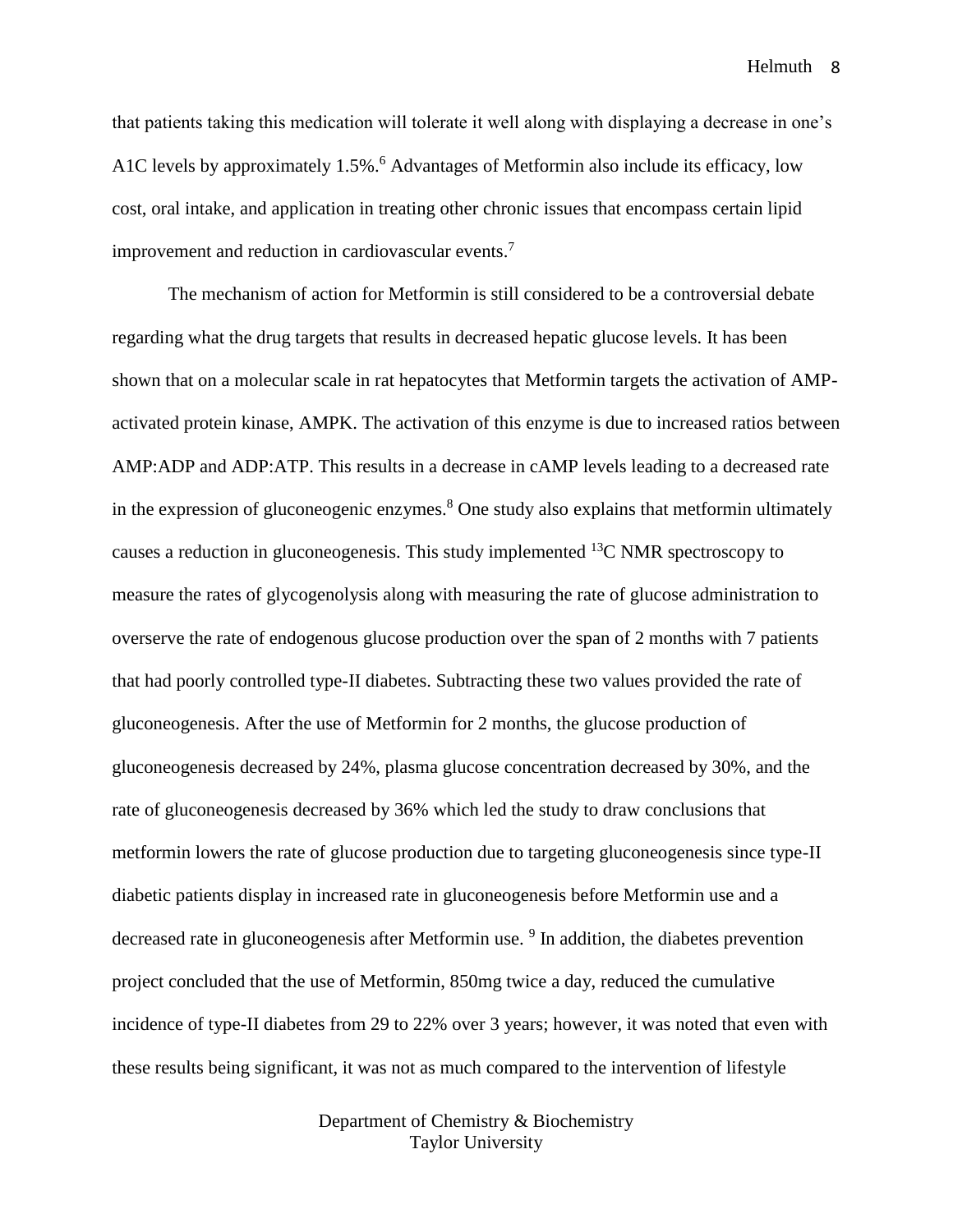that patients taking this medication will tolerate it well along with displaying a decrease in one's A1C levels by approximately 1.5%.[6] Advantages of Metformin also include its efficacy, low cost, oral intake, and application in treating other chronic issues that encompass certain lipid improvement and reduction in cardiovascular events.[7]

The mechanism of action for Metformin is still considered to be a controversial debate regarding what the drug targets that results in decreased hepatic glucose levels. It has been shown that on a molecular scale in rat hepatocytes that Metformin targets the activation of AMP-activated protein kinase, AMPK. The activation of this enzyme is due to increased ratios between AMP:ADP and ADP:ATP. This results in a decrease in cAMP levels leading to a decreased rate in the expression of gluconeogenic enzymes.[8] One study also explains that metformin ultimately causes a reduction in gluconeogenesis. This study implemented $^{13}C$ NMR spectroscopy to measure the rates of glycogenolysis along with measuring the rate of glucose administration to overserve the rate of endogenous glucose production over the span of 2 months with 7 patients that had poorly controlled type-II diabetes. Subtracting these two values provided the rate of gluconeogenesis. After the use of Metformin for 2 months, the glucose production of gluconeogenesis decreased by 24%, plasma glucose concentration decreased by 30%, and the rate of gluconeogenesis decreased by 36% which led the study to draw conclusions that metformin lowers the rate of glucose production due to targeting gluconeogenesis since type-II diabetic patients display in increased rate in gluconeogenesis before Metformin use and a decreased rate in gluconeogenesis after Metformin use. [9] In addition, the diabetes prevention project concluded that the use of Metformin, 850mg twice a day, reduced the cumulative incidence of type-II diabetes from 29 to 22% over 3 years; however, it was noted that even with these results being significant, it was not as much compared to the intervention of lifestyle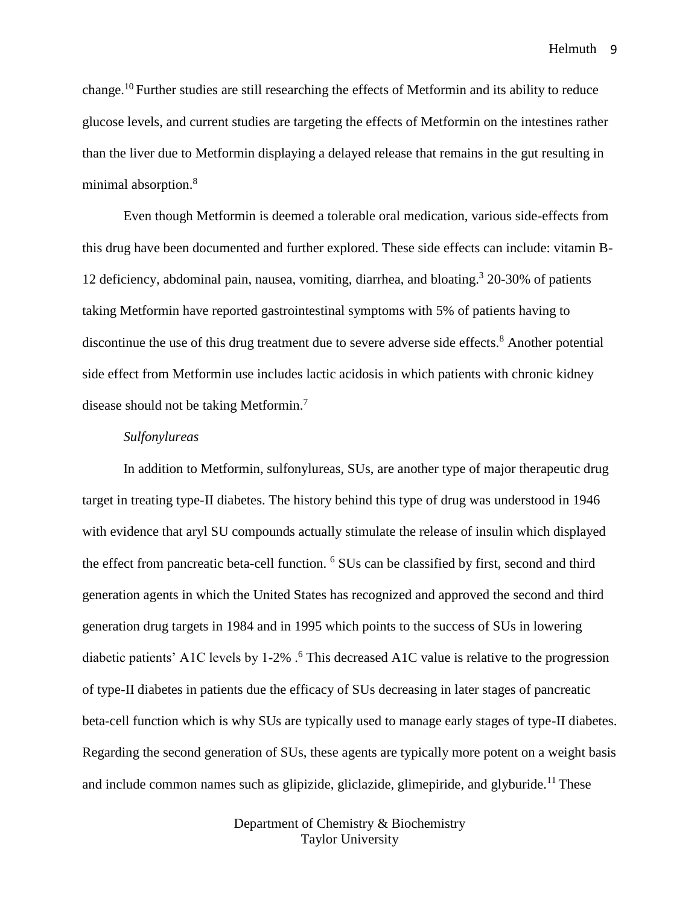change.[10] Further studies are still researching the effects of Metformin and its ability to reduce glucose levels, and current studies are targeting the effects of Metformin on the intestines rather than the liver due to Metformin displaying a delayed release that remains in the gut resulting in minimal absorption.[8]

Even though Metformin is deemed a tolerable oral medication, various side-effects from this drug have been documented and further explored. These side effects can include: vitamin B-12 deficiency, abdominal pain, nausea, vomiting, diarrhea, and bloating.[3] 20-30% of patients taking Metformin have reported gastrointestinal symptoms with 5% of patients having to discontinue the use of this drug treatment due to severe adverse side effects.[8] Another potential side effect from Metformin use includes lactic acidosis in which patients with chronic kidney disease should not be taking Metformin.[7]

*Sulfonylureas*

In addition to Metformin, sulfonylureas, SUs, are another type of major therapeutic drug target in treating type-II diabetes. The history behind this type of drug was understood in 1946 with evidence that aryl SU compounds actually stimulate the release of insulin which displayed the effect from pancreatic beta-cell function. [6] SUs can be classified by first, second and third generation agents in which the United States has recognized and approved the second and third generation drug targets in 1984 and in 1995 which points to the success of SUs in lowering diabetic patients' A1C levels by 1-2% .[6] This decreased A1C value is relative to the progression of type-II diabetes in patients due the efficacy of SUs decreasing in later stages of pancreatic beta-cell function which is why SUs are typically used to manage early stages of type-II diabetes. Regarding the second generation of SUs, these agents are typically more potent on a weight basis and include common names such as glipizide, gliclazide, glimepiride, and glyburide.[11] These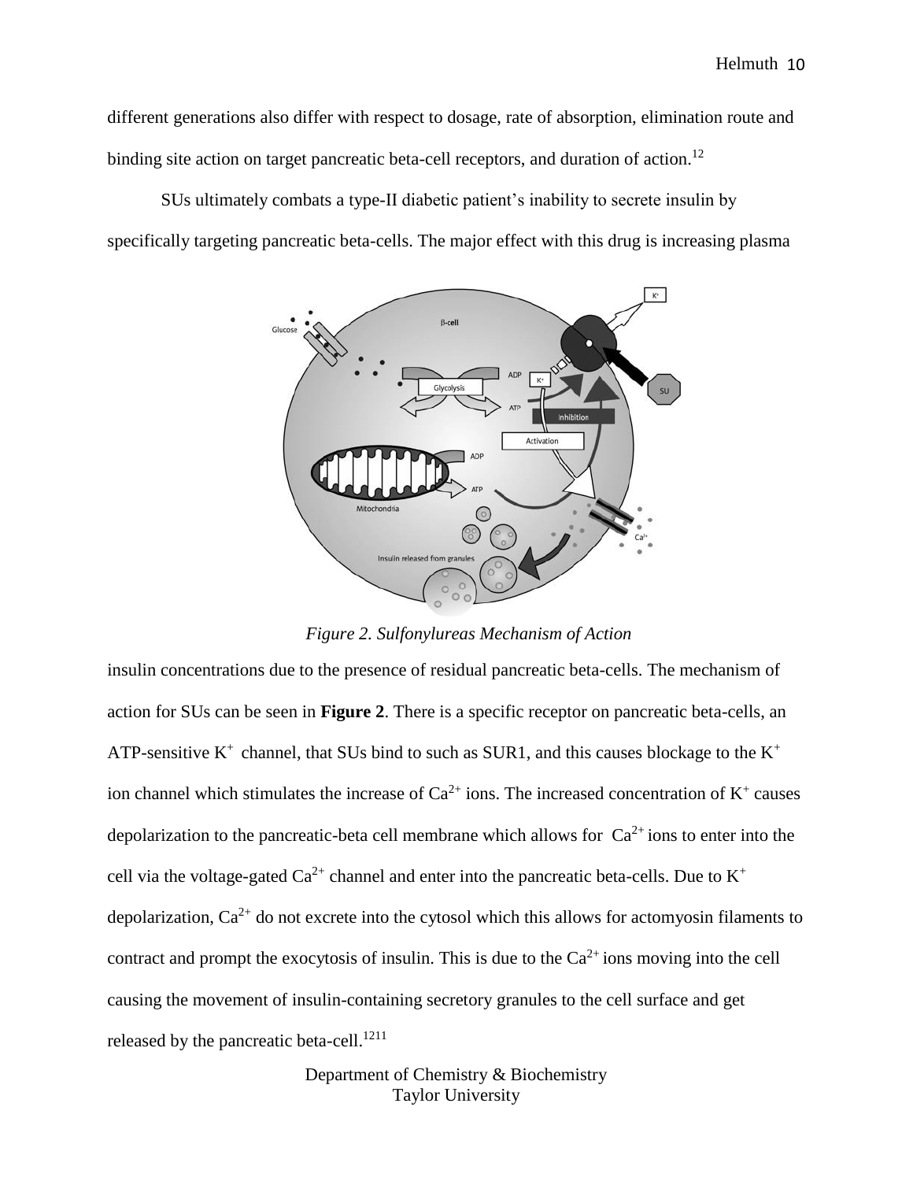different generations also differ with respect to dosage, rate of absorption, elimination route and binding site action on target pancreatic beta-cell receptors, and duration of action.[12]

SUs ultimately combats a type-II diabetic patient's inability to secrete insulin by specifically targeting pancreatic beta-cells. The major effect with this drug is increasing plasma insulin concentrations due to the presence of residual pancreatic beta-cells. The mechanism of action for SUs can be seen in **Figure 2**. There is a specific receptor on pancreatic beta-cells, an ATP-sensitive $K^+$ channel, that SUs bind to such as SUR1, and this causes blockage to the $K^+$ ion channel which stimulates the increase of $Ca^{2+}$ ions. The increased concentration of $K^+$ causes depolarization to the pancreatic-beta cell membrane which allows for $Ca^{2+}$ ions to enter into the cell via the voltage-gated $Ca^{2+}$ channel and enter into the pancreatic beta-cells. Due to $K^+$ depolarization, $Ca^{2+}$ do not excrete into the cytosol which this allows for actomyosin filaments to contract and prompt the exocytosis of insulin. This is due to the $Ca^{2+}$ ions moving into the cell causing the movement of insulin-containing secretory granules to the cell surface and get released by the pancreatic beta-cell.[1211]

Glucose
β-cell
Glycolysis
ADP
ATP
$K^+$
Inhibition
Activation
SU
Mitochondria
$Ca^{2+}$
Insulin released from granules

*Figure 2. Sulfonylureas Mechanism of Action*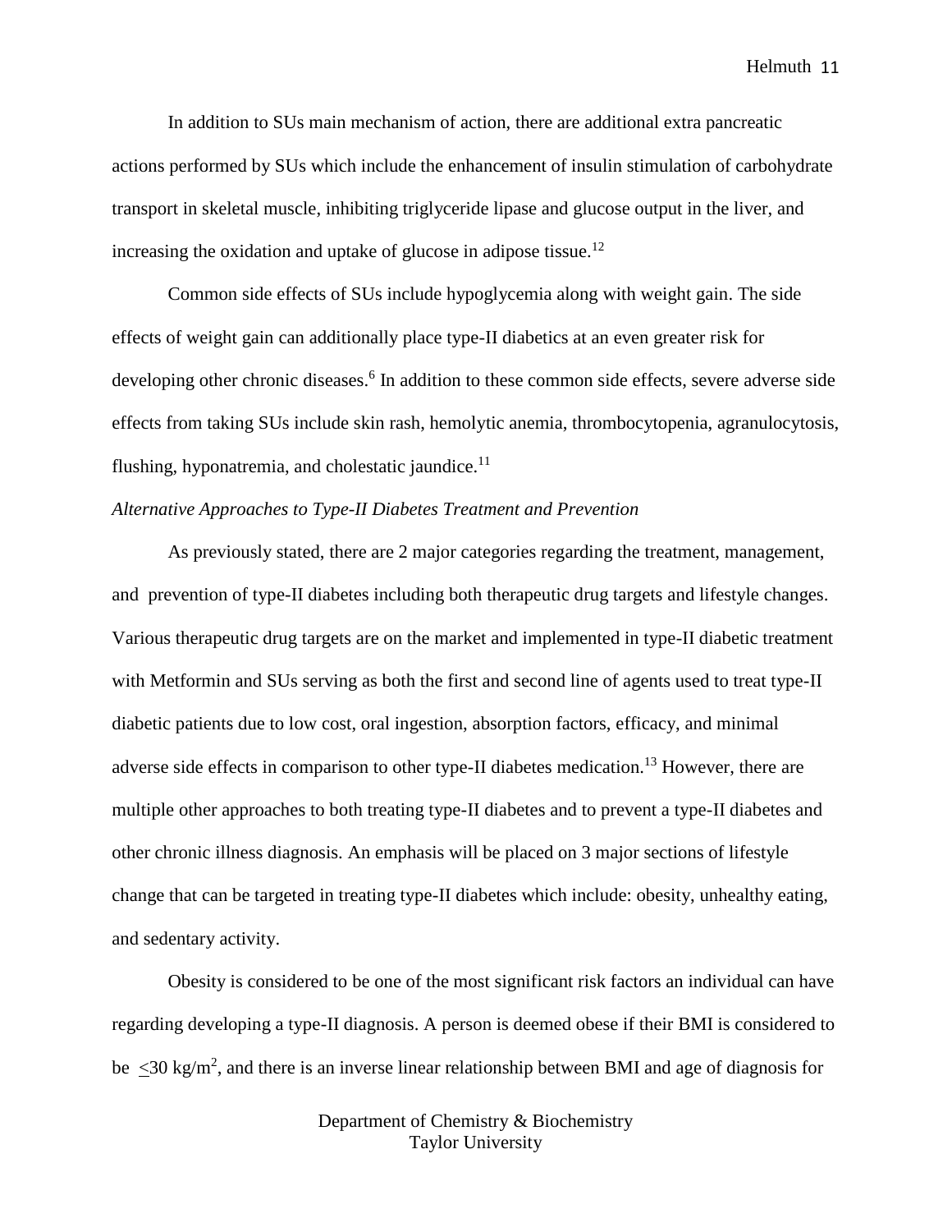In addition to SUs main mechanism of action, there are additional extra pancreatic actions performed by SUs which include the enhancement of insulin stimulation of carbohydrate transport in skeletal muscle, inhibiting triglyceride lipase and glucose output in the liver, and increasing the oxidation and uptake of glucose in adipose tissue.[12]

Common side effects of SUs include hypoglycemia along with weight gain. The side effects of weight gain can additionally place type-II diabetics at an even greater risk for developing other chronic diseases.[6] In addition to these common side effects, severe adverse side effects from taking SUs include skin rash, hemolytic anemia, thrombocytopenia, agranulocytosis, flushing, hyponatremia, and cholestatic jaundice.[11]

*Alternative Approaches to Type-II Diabetes Treatment and Prevention*

As previously stated, there are 2 major categories regarding the treatment, management, and prevention of type-II diabetes including both therapeutic drug targets and lifestyle changes. Various therapeutic drug targets are on the market and implemented in type-II diabetic treatment with Metformin and SUs serving as both the first and second line of agents used to treat type-II diabetic patients due to low cost, oral ingestion, absorption factors, efficacy, and minimal adverse side effects in comparison to other type-II diabetes medication.[13] However, there are multiple other approaches to both treating type-II diabetes and to prevent a type-II diabetes and other chronic illness diagnosis. An emphasis will be placed on 3 major sections of lifestyle change that can be targeted in treating type-II diabetes which include: obesity, unhealthy eating, and sedentary activity.

Obesity is considered to be one of the most significant risk factors an individual can have regarding developing a type-II diagnosis. A person is deemed obese if their BMI is considered to be $\leq 30$ kg/m$^2$, and there is an inverse linear relationship between BMI and age of diagnosis for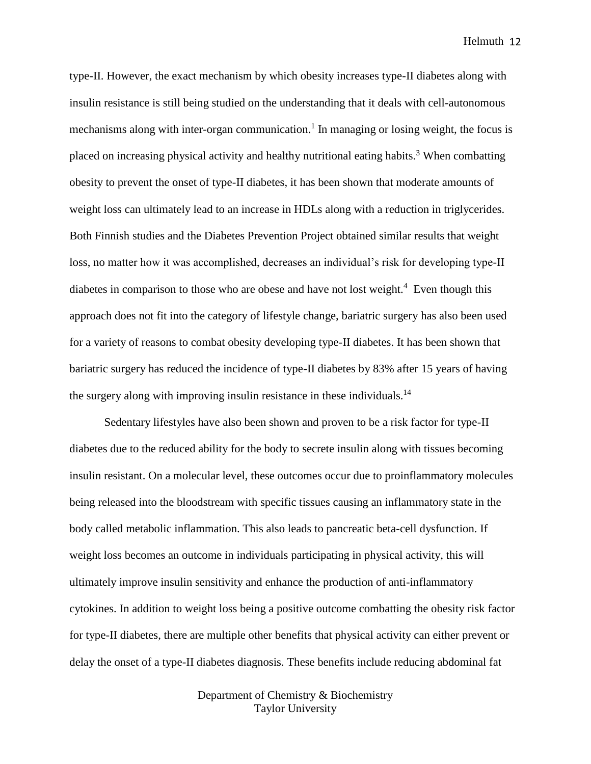type-II. However, the exact mechanism by which obesity increases type-II diabetes along with insulin resistance is still being studied on the understanding that it deals with cell-autonomous mechanisms along with inter-organ communication.[1] In managing or losing weight, the focus is placed on increasing physical activity and healthy nutritional eating habits.[3] When combatting obesity to prevent the onset of type-II diabetes, it has been shown that moderate amounts of weight loss can ultimately lead to an increase in HDLs along with a reduction in triglycerides. Both Finnish studies and the Diabetes Prevention Project obtained similar results that weight loss, no matter how it was accomplished, decreases an individual's risk for developing type-II diabetes in comparison to those who are obese and have not lost weight.[4] Even though this approach does not fit into the category of lifestyle change, bariatric surgery has also been used for a variety of reasons to combat obesity developing type-II diabetes. It has been shown that bariatric surgery has reduced the incidence of type-II diabetes by 83% after 15 years of having the surgery along with improving insulin resistance in these individuals.[14]

Sedentary lifestyles have also been shown and proven to be a risk factor for type-II diabetes due to the reduced ability for the body to secrete insulin along with tissues becoming insulin resistant. On a molecular level, these outcomes occur due to proinflammatory molecules being released into the bloodstream with specific tissues causing an inflammatory state in the body called metabolic inflammation. This also leads to pancreatic beta-cell dysfunction. If weight loss becomes an outcome in individuals participating in physical activity, this will ultimately improve insulin sensitivity and enhance the production of anti-inflammatory cytokines. In addition to weight loss being a positive outcome combatting the obesity risk factor for type-II diabetes, there are multiple other benefits that physical activity can either prevent or delay the onset of a type-II diabetes diagnosis. These benefits include reducing abdominal fat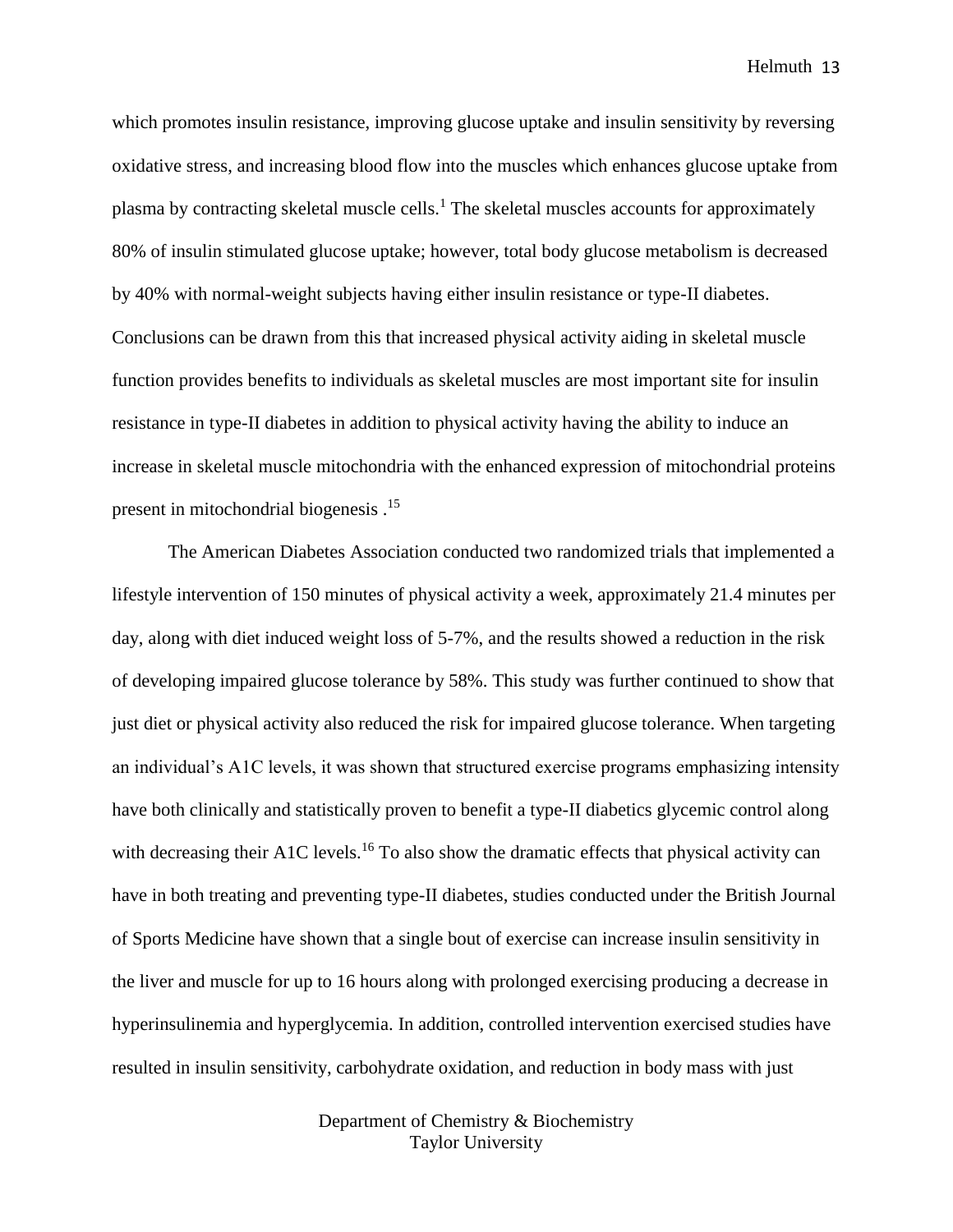which promotes insulin resistance, improving glucose uptake and insulin sensitivity by reversing oxidative stress, and increasing blood flow into the muscles which enhances glucose uptake from plasma by contracting skeletal muscle cells.[1] The skeletal muscles accounts for approximately 80% of insulin stimulated glucose uptake; however, total body glucose metabolism is decreased by 40% with normal-weight subjects having either insulin resistance or type-II diabetes. Conclusions can be drawn from this that increased physical activity aiding in skeletal muscle function provides benefits to individuals as skeletal muscles are most important site for insulin resistance in type-II diabetes in addition to physical activity having the ability to induce an increase in skeletal muscle mitochondria with the enhanced expression of mitochondrial proteins present in mitochondrial biogenesis .[15]

The American Diabetes Association conducted two randomized trials that implemented a lifestyle intervention of 150 minutes of physical activity a week, approximately 21.4 minutes per day, along with diet induced weight loss of 5-7%, and the results showed a reduction in the risk of developing impaired glucose tolerance by 58%. This study was further continued to show that just diet or physical activity also reduced the risk for impaired glucose tolerance. When targeting an individual's A1C levels, it was shown that structured exercise programs emphasizing intensity have both clinically and statistically proven to benefit a type-II diabetics glycemic control along with decreasing their A1C levels.[16] To also show the dramatic effects that physical activity can have in both treating and preventing type-II diabetes, studies conducted under the British Journal of Sports Medicine have shown that a single bout of exercise can increase insulin sensitivity in the liver and muscle for up to 16 hours along with prolonged exercising producing a decrease in hyperinsulinemia and hyperglycemia. In addition, controlled intervention exercised studies have resulted in insulin sensitivity, carbohydrate oxidation, and reduction in body mass with just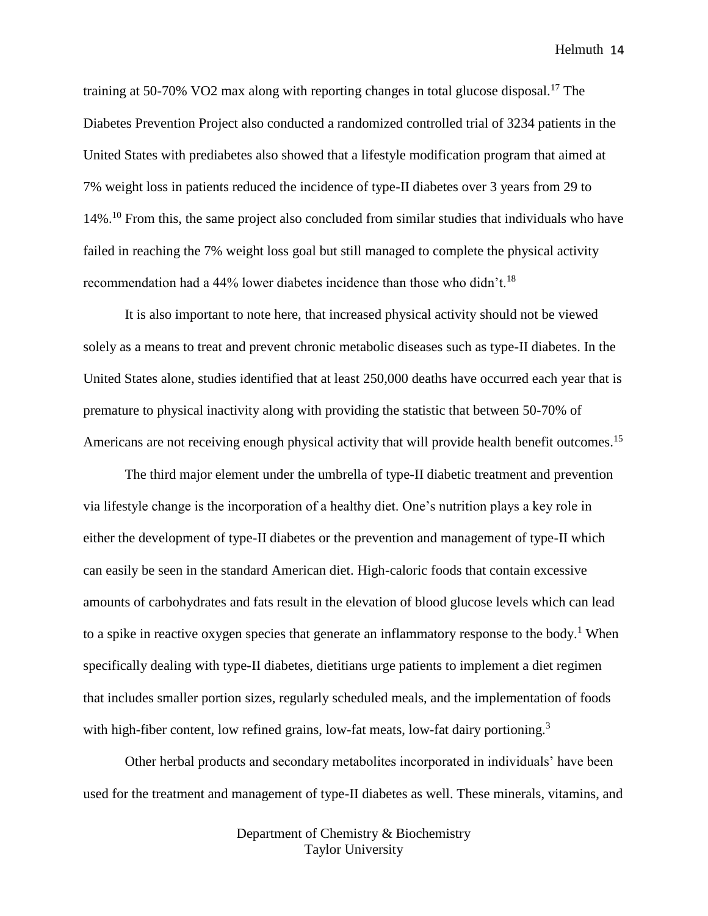training at 50-70% VO2 max along with reporting changes in total glucose disposal.[17] The Diabetes Prevention Project also conducted a randomized controlled trial of 3234 patients in the United States with prediabetes also showed that a lifestyle modification program that aimed at 7% weight loss in patients reduced the incidence of type-II diabetes over 3 years from 29 to 14%.[10] From this, the same project also concluded from similar studies that individuals who have failed in reaching the 7% weight loss goal but still managed to complete the physical activity recommendation had a 44% lower diabetes incidence than those who didn't.[18]

It is also important to note here, that increased physical activity should not be viewed solely as a means to treat and prevent chronic metabolic diseases such as type-II diabetes. In the United States alone, studies identified that at least 250,000 deaths have occurred each year that is premature to physical inactivity along with providing the statistic that between 50-70% of Americans are not receiving enough physical activity that will provide health benefit outcomes.[15]

The third major element under the umbrella of type-II diabetic treatment and prevention via lifestyle change is the incorporation of a healthy diet. One's nutrition plays a key role in either the development of type-II diabetes or the prevention and management of type-II which can easily be seen in the standard American diet. High-caloric foods that contain excessive amounts of carbohydrates and fats result in the elevation of blood glucose levels which can lead to a spike in reactive oxygen species that generate an inflammatory response to the body.[1] When specifically dealing with type-II diabetes, dietitians urge patients to implement a diet regimen that includes smaller portion sizes, regularly scheduled meals, and the implementation of foods with high-fiber content, low refined grains, low-fat meats, low-fat dairy portioning.[3]

Other herbal products and secondary metabolites incorporated in individuals' have been used for the treatment and management of type-II diabetes as well. These minerals, vitamins, and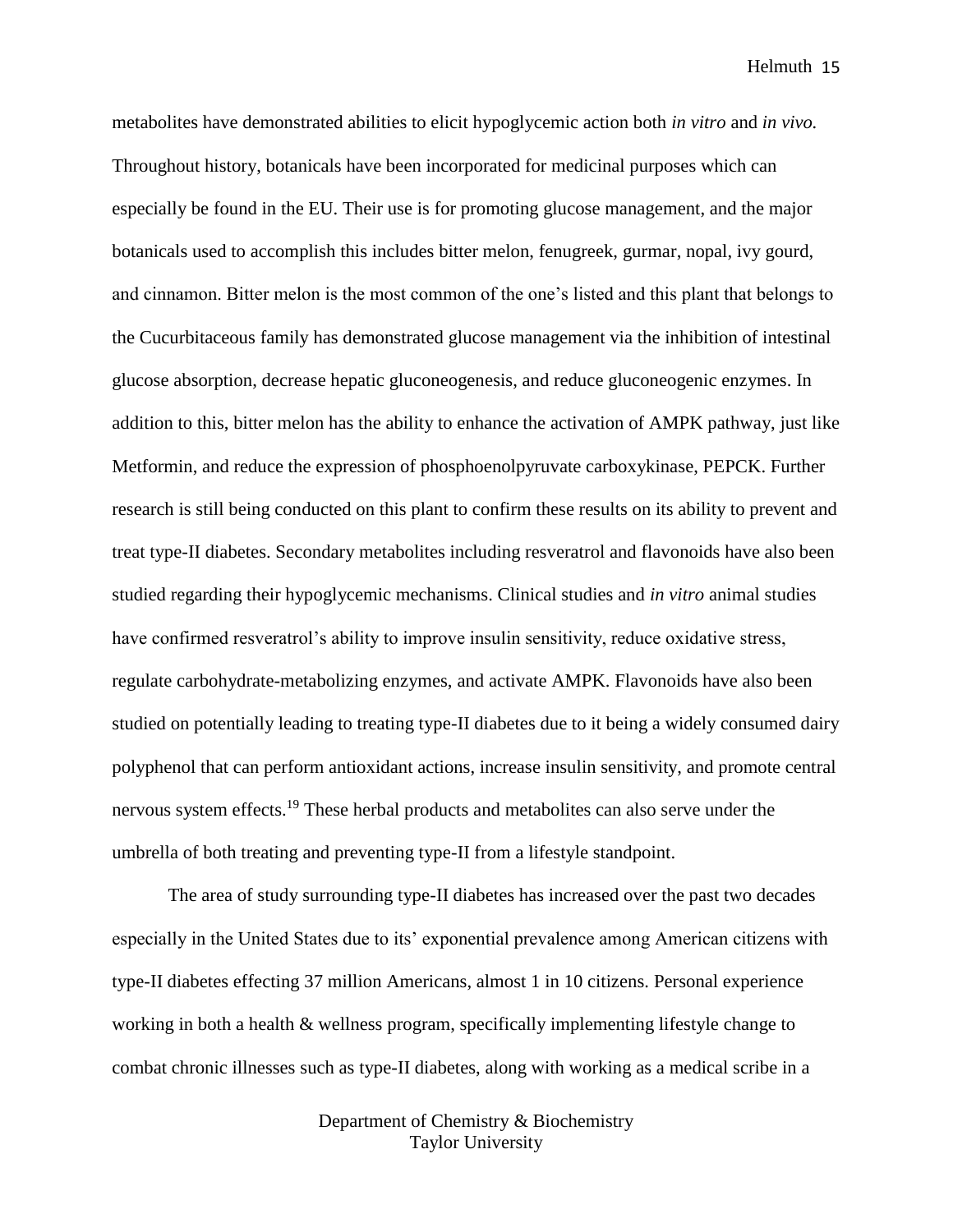metabolites have demonstrated abilities to elicit hypoglycemic action both *in vitro* and *in vivo.* Throughout history, botanicals have been incorporated for medicinal purposes which can especially be found in the EU. Their use is for promoting glucose management, and the major botanicals used to accomplish this includes bitter melon, fenugreek, gurmar, nopal, ivy gourd, and cinnamon. Bitter melon is the most common of the one's listed and this plant that belongs to the Cucurbitaceous family has demonstrated glucose management via the inhibition of intestinal glucose absorption, decrease hepatic gluconeogenesis, and reduce gluconeogenic enzymes. In addition to this, bitter melon has the ability to enhance the activation of AMPK pathway, just like Metformin, and reduce the expression of phosphoenolpyruvate carboxykinase, PEPCK. Further research is still being conducted on this plant to confirm these results on its ability to prevent and treat type-II diabetes. Secondary metabolites including resveratrol and flavonoids have also been studied regarding their hypoglycemic mechanisms. Clinical studies and *in vitro* animal studies have confirmed resveratrol's ability to improve insulin sensitivity, reduce oxidative stress, regulate carbohydrate-metabolizing enzymes, and activate AMPK. Flavonoids have also been studied on potentially leading to treating type-II diabetes due to it being a widely consumed dairy polyphenol that can perform antioxidant actions, increase insulin sensitivity, and promote central nervous system effects.[19] These herbal products and metabolites can also serve under the umbrella of both treating and preventing type-II from a lifestyle standpoint.

The area of study surrounding type-II diabetes has increased over the past two decades especially in the United States due to its' exponential prevalence among American citizens with type-II diabetes effecting 37 million Americans, almost 1 in 10 citizens. Personal experience working in both a health & wellness program, specifically implementing lifestyle change to combat chronic illnesses such as type-II diabetes, along with working as a medical scribe in a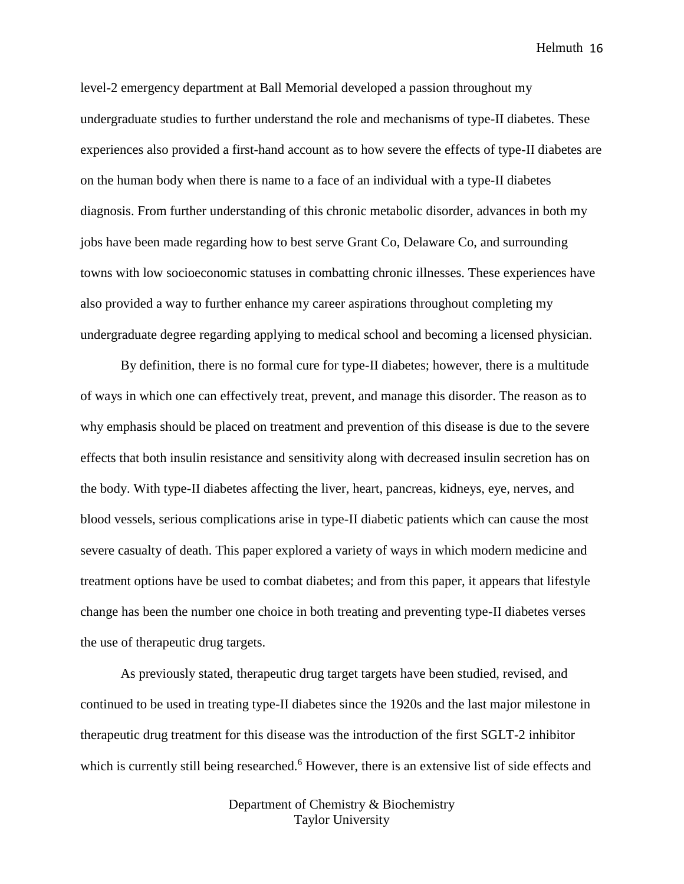level-2 emergency department at Ball Memorial developed a passion throughout my undergraduate studies to further understand the role and mechanisms of type-II diabetes. These experiences also provided a first-hand account as to how severe the effects of type-II diabetes are on the human body when there is name to a face of an individual with a type-II diabetes diagnosis. From further understanding of this chronic metabolic disorder, advances in both my jobs have been made regarding how to best serve Grant Co, Delaware Co, and surrounding towns with low socioeconomic statuses in combatting chronic illnesses. These experiences have also provided a way to further enhance my career aspirations throughout completing my undergraduate degree regarding applying to medical school and becoming a licensed physician.

By definition, there is no formal cure for type-II diabetes; however, there is a multitude of ways in which one can effectively treat, prevent, and manage this disorder. The reason as to why emphasis should be placed on treatment and prevention of this disease is due to the severe effects that both insulin resistance and sensitivity along with decreased insulin secretion has on the body. With type-II diabetes affecting the liver, heart, pancreas, kidneys, eye, nerves, and blood vessels, serious complications arise in type-II diabetic patients which can cause the most severe casualty of death. This paper explored a variety of ways in which modern medicine and treatment options have be used to combat diabetes; and from this paper, it appears that lifestyle change has been the number one choice in both treating and preventing type-II diabetes verses the use of therapeutic drug targets.

As previously stated, therapeutic drug target targets have been studied, revised, and continued to be used in treating type-II diabetes since the 1920s and the last major milestone in therapeutic drug treatment for this disease was the introduction of the first SGLT-2 inhibitor which is currently still being researched.[6] However, there is an extensive list of side effects and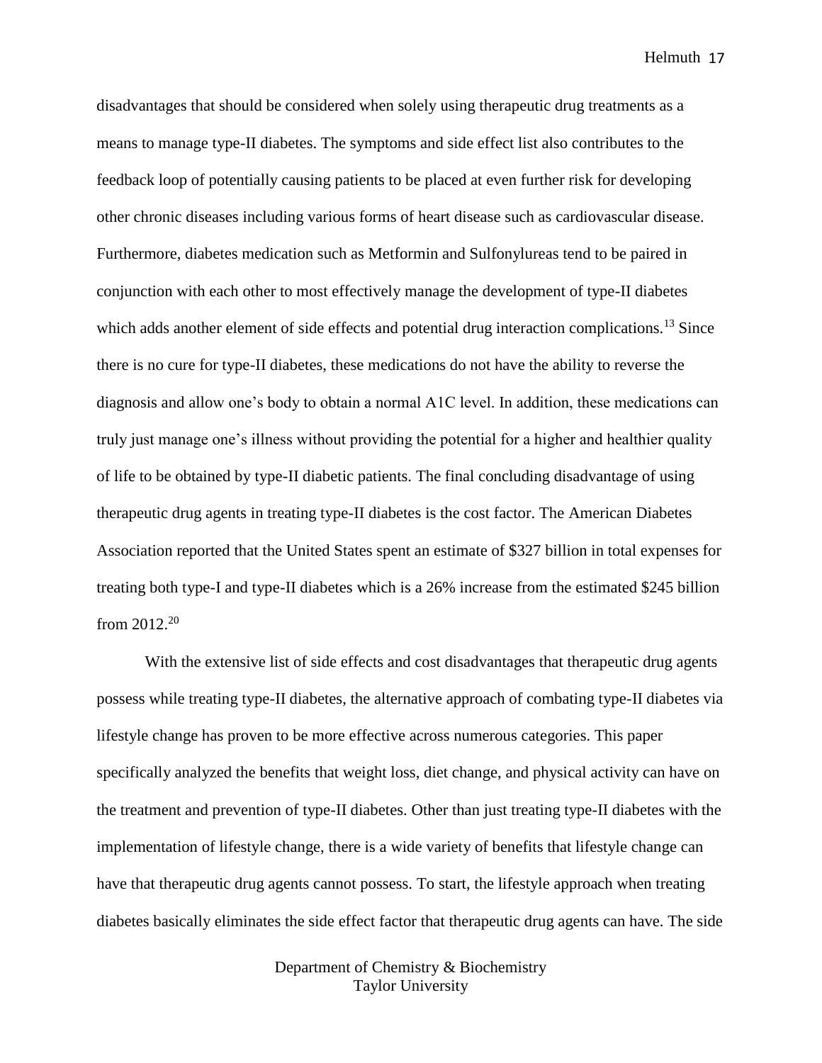disadvantages that should be considered when solely using therapeutic drug treatments as a means to manage type-II diabetes. The symptoms and side effect list also contributes to the feedback loop of potentially causing patients to be placed at even further risk for developing other chronic diseases including various forms of heart disease such as cardiovascular disease. Furthermore, diabetes medication such as Metformin and Sulfonylureas tend to be paired in conjunction with each other to most effectively manage the development of type-II diabetes which adds another element of side effects and potential drug interaction complications.[13] Since there is no cure for type-II diabetes, these medications do not have the ability to reverse the diagnosis and allow one's body to obtain a normal A1C level. In addition, these medications can truly just manage one's illness without providing the potential for a higher and healthier quality of life to be obtained by type-II diabetic patients. The final concluding disadvantage of using therapeutic drug agents in treating type-II diabetes is the cost factor. The American Diabetes Association reported that the United States spent an estimate of $327 billion in total expenses for treating both type-I and type-II diabetes which is a 26% increase from the estimated $245 billion from 2012.[20]

With the extensive list of side effects and cost disadvantages that therapeutic drug agents possess while treating type-II diabetes, the alternative approach of combating type-II diabetes via lifestyle change has proven to be more effective across numerous categories. This paper specifically analyzed the benefits that weight loss, diet change, and physical activity can have on the treatment and prevention of type-II diabetes. Other than just treating type-II diabetes with the implementation of lifestyle change, there is a wide variety of benefits that lifestyle change can have that therapeutic drug agents cannot possess. To start, the lifestyle approach when treating diabetes basically eliminates the side effect factor that therapeutic drug agents can have. The side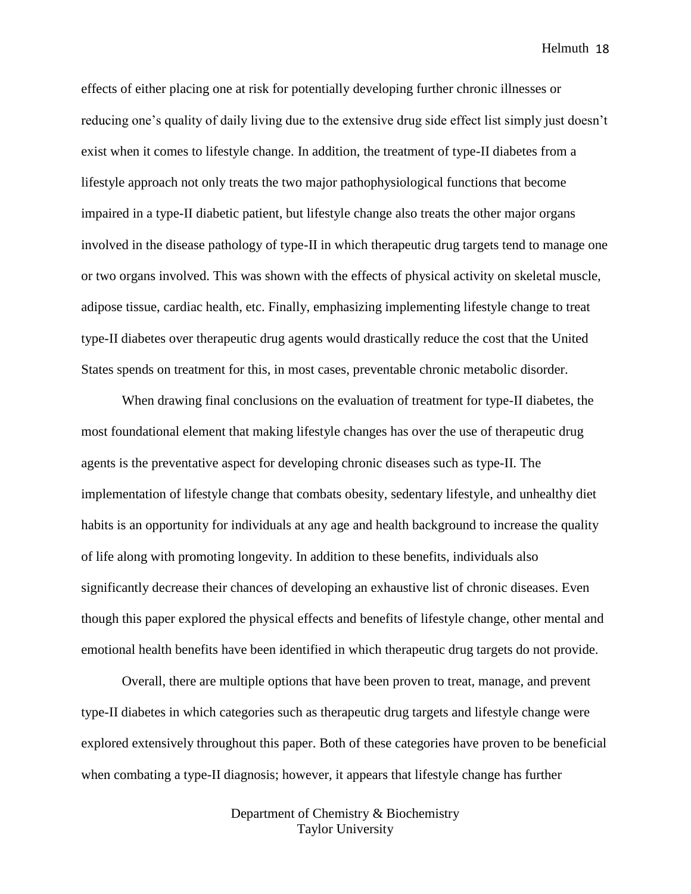effects of either placing one at risk for potentially developing further chronic illnesses or reducing one's quality of daily living due to the extensive drug side effect list simply just doesn't exist when it comes to lifestyle change. In addition, the treatment of type-II diabetes from a lifestyle approach not only treats the two major pathophysiological functions that become impaired in a type-II diabetic patient, but lifestyle change also treats the other major organs involved in the disease pathology of type-II in which therapeutic drug targets tend to manage one or two organs involved. This was shown with the effects of physical activity on skeletal muscle, adipose tissue, cardiac health, etc. Finally, emphasizing implementing lifestyle change to treat type-II diabetes over therapeutic drug agents would drastically reduce the cost that the United States spends on treatment for this, in most cases, preventable chronic metabolic disorder.

When drawing final conclusions on the evaluation of treatment for type-II diabetes, the most foundational element that making lifestyle changes has over the use of therapeutic drug agents is the preventative aspect for developing chronic diseases such as type-II. The implementation of lifestyle change that combats obesity, sedentary lifestyle, and unhealthy diet habits is an opportunity for individuals at any age and health background to increase the quality of life along with promoting longevity. In addition to these benefits, individuals also significantly decrease their chances of developing an exhaustive list of chronic diseases. Even though this paper explored the physical effects and benefits of lifestyle change, other mental and emotional health benefits have been identified in which therapeutic drug targets do not provide.

Overall, there are multiple options that have been proven to treat, manage, and prevent type-II diabetes in which categories such as therapeutic drug targets and lifestyle change were explored extensively throughout this paper. Both of these categories have proven to be beneficial when combating a type-II diagnosis; however, it appears that lifestyle change has further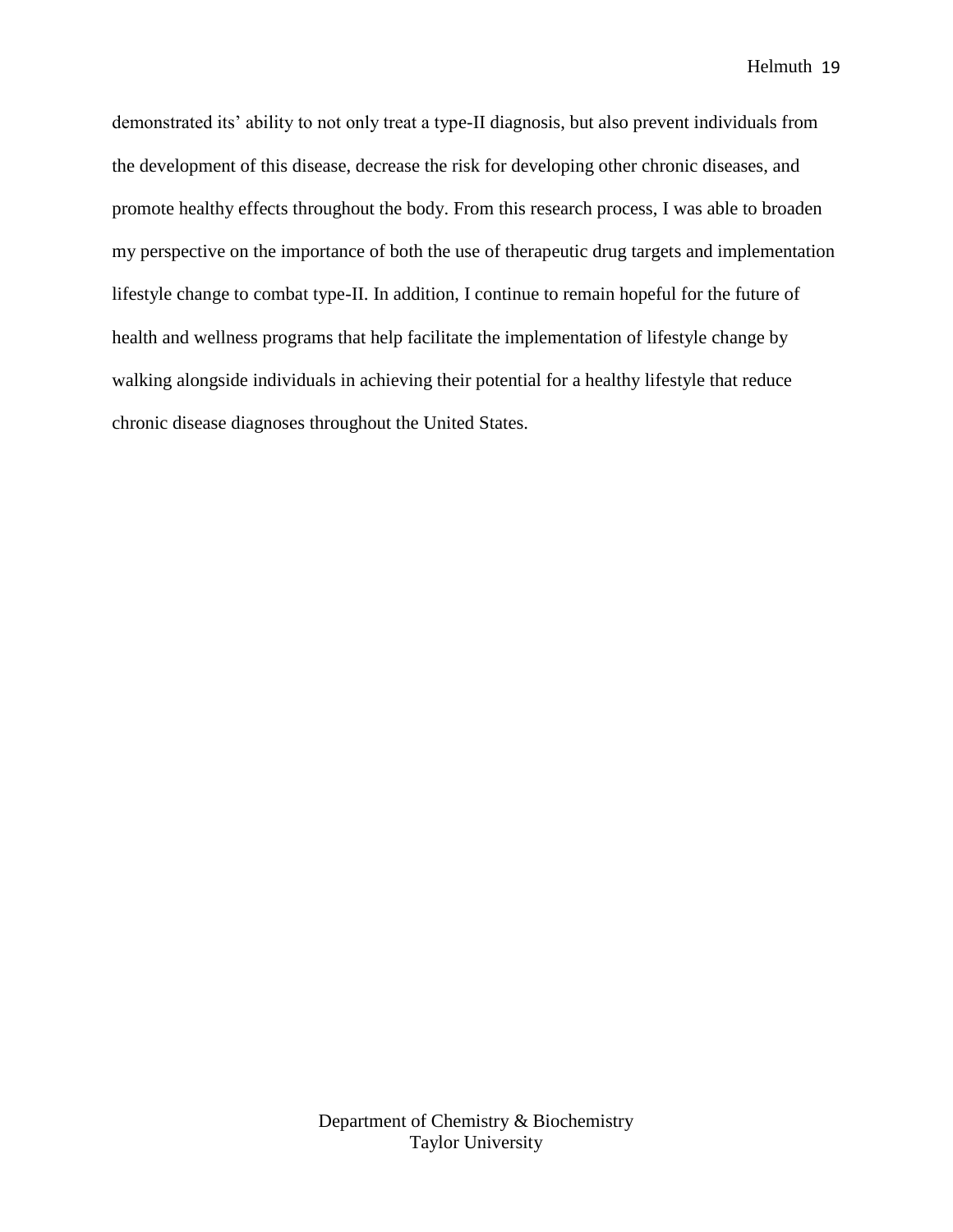demonstrated its' ability to not only treat a type-II diagnosis, but also prevent individuals from the development of this disease, decrease the risk for developing other chronic diseases, and promote healthy effects throughout the body. From this research process, I was able to broaden my perspective on the importance of both the use of therapeutic drug targets and implementation lifestyle change to combat type-II. In addition, I continue to remain hopeful for the future of health and wellness programs that help facilitate the implementation of lifestyle change by walking alongside individuals in achieving their potential for a healthy lifestyle that reduce chronic disease diagnoses throughout the United States.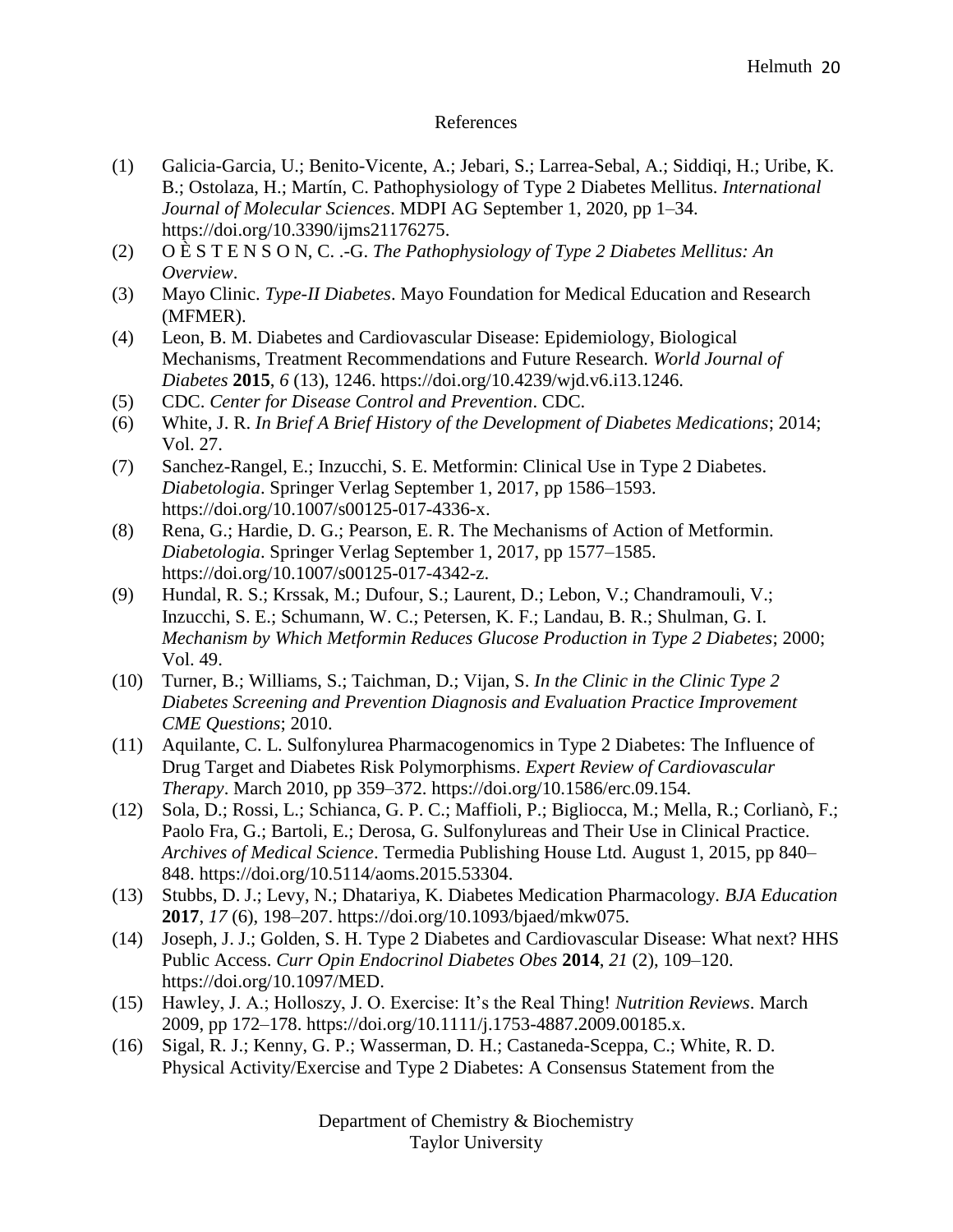## References

(1) Galicia-Garcia, U.; Benito-Vicente, A.; Jebari, S.; Larrea-Sebal, A.; Siddiqi, H.; Uribe, K. B.; Ostolaza, H.; Martín, C. Pathophysiology of Type 2 Diabetes Mellitus. *International Journal of Molecular Sciences*. MDPI AG September 1, 2020, pp 1–34. https://doi.org/10.3390/ijms21176275.

(2) O È S T E N S O N, C. .-G. *The Pathophysiology of Type 2 Diabetes Mellitus: An Overview*.

(3) Mayo Clinic. *Type-II Diabetes*. Mayo Foundation for Medical Education and Research (MFMER).

(4) Leon, B. M. Diabetes and Cardiovascular Disease: Epidemiology, Biological Mechanisms, Treatment Recommendations and Future Research. *World Journal of Diabetes* **2015**, *6* (13), 1246. https://doi.org/10.4239/wjd.v6.i13.1246.

(5) CDC. *Center for Disease Control and Prevention*. CDC.

(6) White, J. R. *In Brief A Brief History of the Development of Diabetes Medications*; 2014; Vol. 27.

(7) Sanchez-Rangel, E.; Inzucchi, S. E. Metformin: Clinical Use in Type 2 Diabetes. *Diabetologia*. Springer Verlag September 1, 2017, pp 1586–1593. https://doi.org/10.1007/s00125-017-4336-x.

(8) Rena, G.; Hardie, D. G.; Pearson, E. R. The Mechanisms of Action of Metformin. *Diabetologia*. Springer Verlag September 1, 2017, pp 1577–1585. https://doi.org/10.1007/s00125-017-4342-z.

(9) Hundal, R. S.; Krssak, M.; Dufour, S.; Laurent, D.; Lebon, V.; Chandramouli, V.; Inzucchi, S. E.; Schumann, W. C.; Petersen, K. F.; Landau, B. R.; Shulman, G. I. *Mechanism by Which Metformin Reduces Glucose Production in Type 2 Diabetes*; 2000; Vol. 49.

(10) Turner, B.; Williams, S.; Taichman, D.; Vijan, S. *In the Clinic in the Clinic Type 2 Diabetes Screening and Prevention Diagnosis and Evaluation Practice Improvement CME Questions*; 2010.

(11) Aquilante, C. L. Sulfonylurea Pharmacogenomics in Type 2 Diabetes: The Influence of Drug Target and Diabetes Risk Polymorphisms. *Expert Review of Cardiovascular Therapy*. March 2010, pp 359–372. https://doi.org/10.1586/erc.09.154.

(12) Sola, D.; Rossi, L.; Schianca, G. P. C.; Maffioli, P.; Bigliocca, M.; Mella, R.; Corlianò, F.; Paolo Fra, G.; Bartoli, E.; Derosa, G. Sulfonylureas and Their Use in Clinical Practice. *Archives of Medical Science*. Termedia Publishing House Ltd. August 1, 2015, pp 840–848. https://doi.org/10.5114/aoms.2015.53304.

(13) Stubbs, D. J.; Levy, N.; Dhatariya, K. Diabetes Medication Pharmacology. *BJA Education* **2017**, *17* (6), 198–207. https://doi.org/10.1093/bjaed/mkw075.

(14) Joseph, J. J.; Golden, S. H. Type 2 Diabetes and Cardiovascular Disease: What next? HHS Public Access. *Curr Opin Endocrinol Diabetes Obes* **2014**, *21* (2), 109–120. https://doi.org/10.1097/MED.

(15) Hawley, J. A.; Holloszy, J. O. Exercise: It's the Real Thing! *Nutrition Reviews*. March 2009, pp 172–178. https://doi.org/10.1111/j.1753-4887.2009.00185.x.

(16) Sigal, R. J.; Kenny, G. P.; Wasserman, D. H.; Castaneda-Sceppa, C.; White, R. D. Physical Activity/Exercise and Type 2 Diabetes: A Consensus Statement from the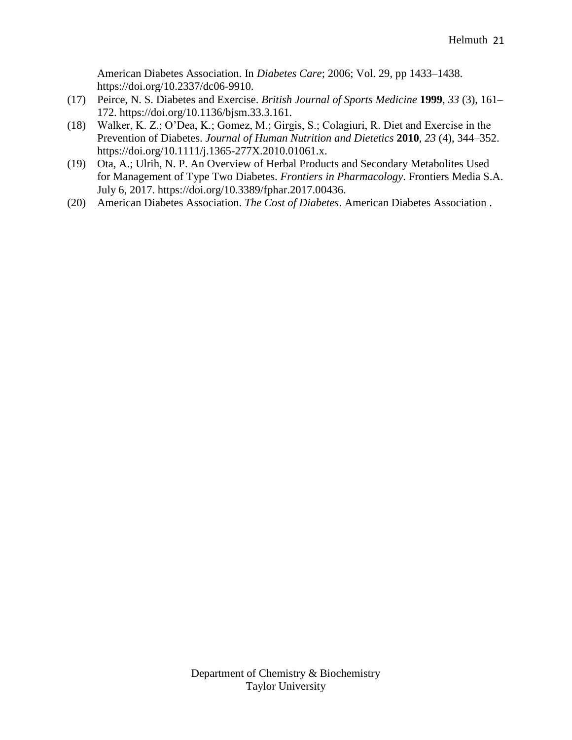American Diabetes Association. In *Diabetes Care*; 2006; Vol. 29, pp 1433–1438. https://doi.org/10.2337/dc06-9910.

(17) Peirce, N. S. Diabetes and Exercise. *British Journal of Sports Medicine* **1999**, *33* (3), 161–172. https://doi.org/10.1136/bjsm.33.3.161.

(18) Walker, K. Z.; O'Dea, K.; Gomez, M.; Girgis, S.; Colagiuri, R. Diet and Exercise in the Prevention of Diabetes. *Journal of Human Nutrition and Dietetics* **2010**, *23* (4), 344–352. https://doi.org/10.1111/j.1365-277X.2010.01061.x.

(19) Ota, A.; Ulrih, N. P. An Overview of Herbal Products and Secondary Metabolites Used for Management of Type Two Diabetes. *Frontiers in Pharmacology*. Frontiers Media S.A. July 6, 2017. https://doi.org/10.3389/fphar.2017.00436.

(20) American Diabetes Association. *The Cost of Diabetes*. American Diabetes Association .